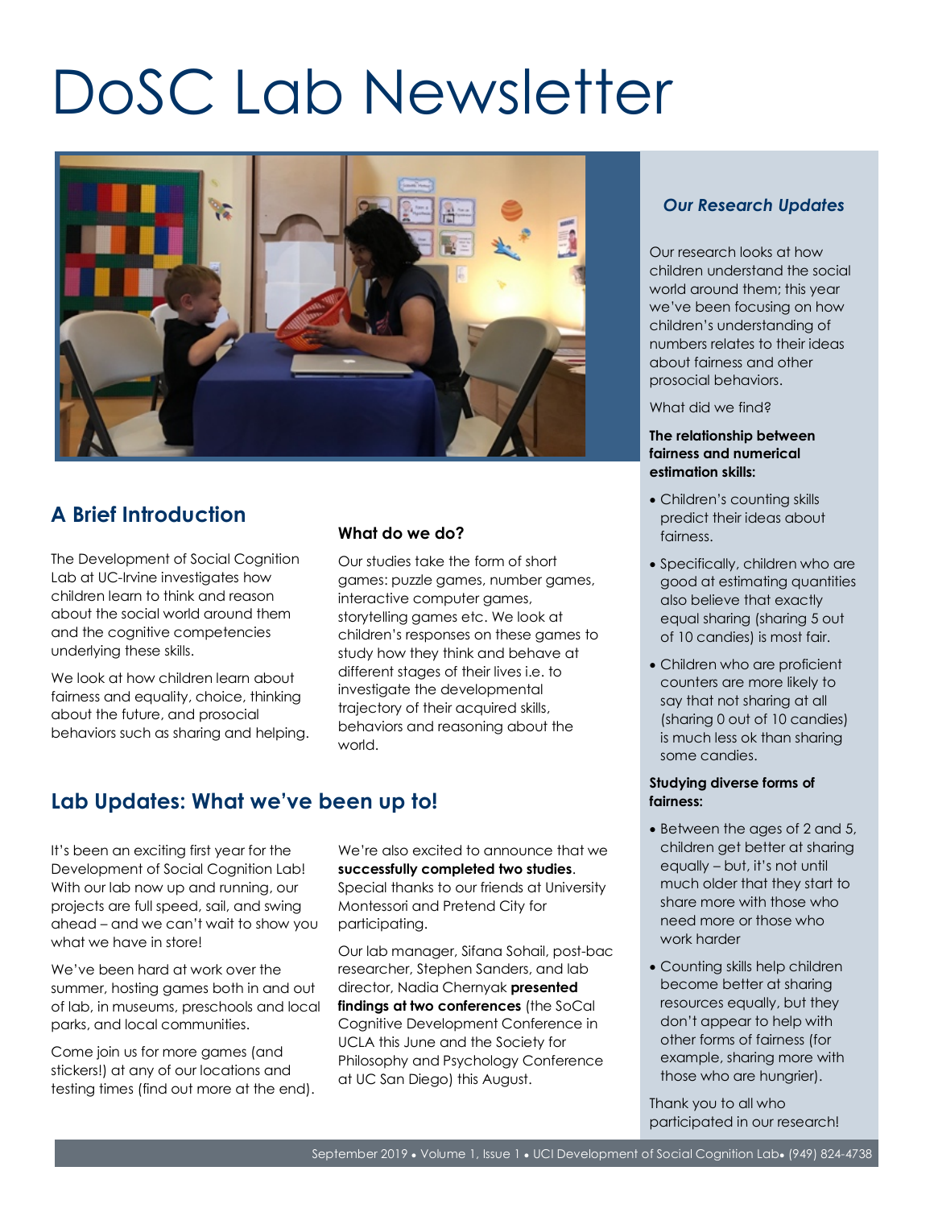# DoSC Lab Newsletter

## A Brief Introduction

The Development of Social Cognition Lab at UC-Irvine investigates how children learn to think and reason about the social world around them and the cognitive competencies underlying these skills.

We look at how children learn about fairness and equality, choice, thinking about the future, and prosocial behaviors such as sharing and helping.

### What do we do?

Our studies take the form of short games: puzzle games, number games, interactive computer games, storytelling games etc. We look at children's responses on these games to study how they think and behave at different stages of their lives i.e. to investigate the developmental trajectory of their acquired skills, behaviors and reasoning about the world.

## Lab Updates: What we've been up to!

It's been an exciting first year for the Development of Social Cognition Lab! With our lab now up and running, our projects are full speed, sail, and swing ahead – and we can't wait to show you what we have in store!

We've been hard at work over the summer, hosting games both in and out of lab, in museums, preschools and local parks, and local communities.

Come join us for more games (and stickers!) at any of our locations and testing times (find out more at the end).

We're also excited to announce that we **successfully completed two studies**. Special thanks to our friends at University Montessori and Pretend City for participating.

Our lab manager, Sifana Sohail, post-bac researcher, Stephen Sanders, and lab director, Nadia Chernyak **presented findings at two conferences** (the SoCal Cognitive Development Conference in UCLA this June and the Society for Philosophy and Psychology Conference at UC San Diego) this August.

### *Our Research Updates*

Our research looks at how children understand the social world around them; this year we've been focusing on how children's understanding of numbers relates to their ideas about fairness and other prosocial behaviors.

What did we find?

**The relationship between fairness and numerical estimation skills:**

- Children's counting skills predict their ideas about fairness.
- Specifically, children who are good at estimating quantities also believe that exactly equal sharing (sharing 5 out of 10 candies) is most fair.
- Children who are proficient counters are more likely to say that not sharing at all (sharing 0 out of 10 candies) is much less ok than sharing some candies.

**Studying diverse forms of fairness:**

- Between the ages of 2 and 5, children get better at sharing equally – but, it's not until much older that they start to share more with those who need more or those who work harder
- Counting skills help children become better at sharing resources equally, but they don't appear to help with other forms of fairness (for example, sharing more with those who are hungrier).

Thank you to all who participated in our research!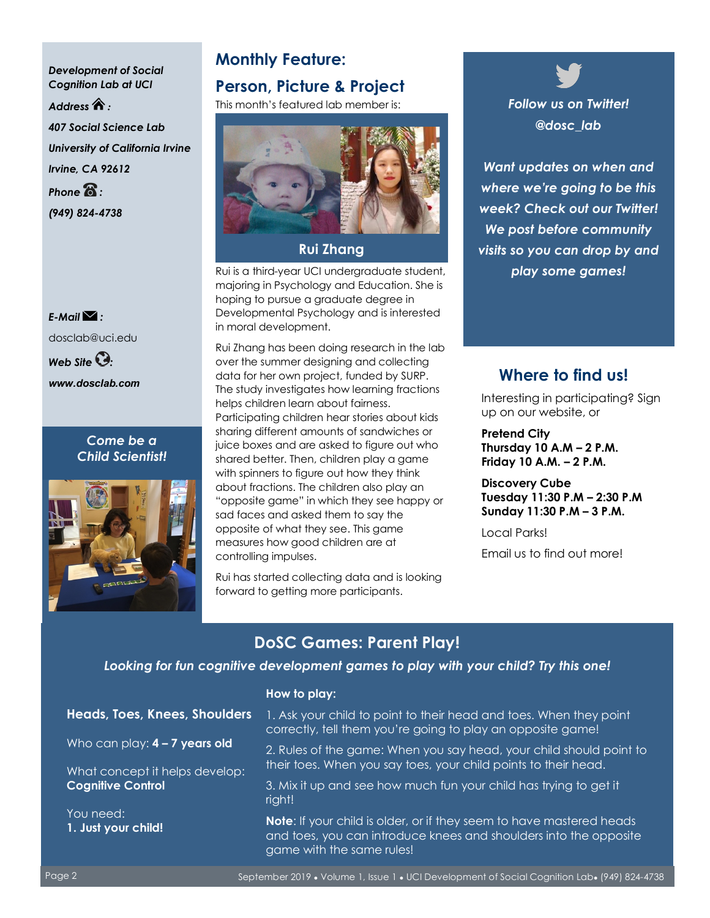*Development of Social Cognition Lab at UCI*

***Address:***

***407 Social Science Lab***

***University of California Irvine***

***Irvine, CA 92612***

***Phone:***

***(949) 824-4738***

***E-Mail:***

dosclab@uci.edu

***Web Site:***

***www.dosclab.com***

*Come be a Child Scientist!*

## Monthly Feature:

## Person, Picture & Project

This month's featured lab member is:

**Rui Zhang**

Rui is a third-year UCI undergraduate student, majoring in Psychology and Education. She is hoping to pursue a graduate degree in Developmental Psychology and is interested in moral development.

Rui Zhang has been doing research in the lab over the summer designing and collecting data for her own project, funded by SURP. The study investigates how learning fractions helps children learn about fairness. Participating children hear stories about kids sharing different amounts of sandwiches or juice boxes and are asked to figure out who shared better. Then, children play a game with spinners to figure out how they think about fractions. The children also play an "opposite game" in which they see happy or sad faces and asked them to say the opposite of what they see. This game measures how good children are at controlling impulses.

Rui has started collecting data and is looking forward to getting more participants.

***Follow us on Twitter!***
***@dosc_lab***

***Want updates on when and where we're going to be this week? Check out our Twitter! We post before community visits so you can drop by and play some games!***

## Where to find us!

Interesting in participating? Sign up on our website, or

**Pretend City**
**Thursday 10 A.M – 2 P.M.**
**Friday 10 A.M. – 2 P.M.**

**Discovery Cube**
**Tuesday 11:30 P.M – 2:30 P.M**
**Sunday 11:30 P.M – 3 P.M.**

Local Parks!

Email us to find out more!

## DoSC Games: Parent Play!

***Looking for fun cognitive development games to play with your child? Try this one!***

### Heads, Toes, Knees, Shoulders

Who can play: **4 – 7 years old**

What concept it helps develop: **Cognitive Control**

You need:
**1. Just your child!**

**How to play:**

1. Ask your child to point to their head and toes. When they point correctly, tell them you're going to play an opposite game!
2. Rules of the game: When you say head, your child should point to their toes. When you say toes, your child points to their head.
3. Mix it up and see how much fun your child has trying to get it right!

**Note**: If your child is older, or if they seem to have mastered heads and toes, you can introduce knees and shoulders into the opposite game with the same rules!